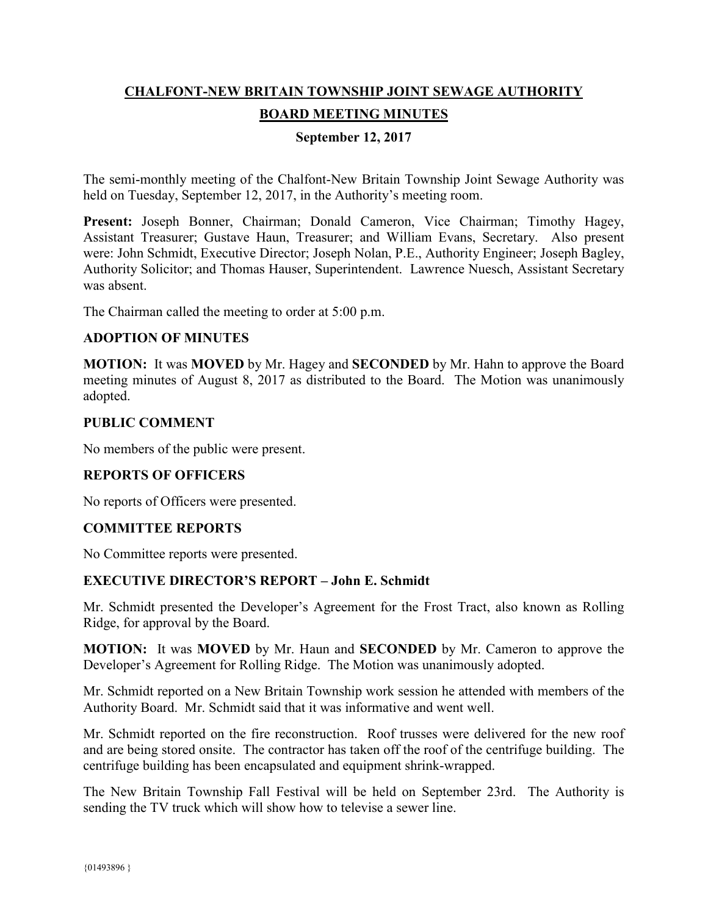# CHALFONT-NEW BRITAIN TOWNSHIP JOINT SEWAGE AUTHORITY

## BOARD MEETING MINUTES

### September 12, 2017

The semi-monthly meeting of the Chalfont-New Britain Township Joint Sewage Authority was held on Tuesday, September 12, 2017, in the Authority's meeting room.

**Present:** Joseph Bonner, Chairman; Donald Cameron, Vice Chairman; Timothy Hagey, Assistant Treasurer; Gustave Haun, Treasurer; and William Evans, Secretary. Also present were: John Schmidt, Executive Director; Joseph Nolan, P.E., Authority Engineer; Joseph Bagley, Authority Solicitor; and Thomas Hauser, Superintendent. Lawrence Nuesch, Assistant Secretary was absent.

The Chairman called the meeting to order at 5:00 p.m.

**ADOPTION OF MINUTES**

**MOTION:** It was **MOVED** by Mr. Hagey and **SECONDED** by Mr. Hahn to approve the Board meeting minutes of August 8, 2017 as distributed to the Board. The Motion was unanimously adopted.

**PUBLIC COMMENT**

No members of the public were present.

**REPORTS OF OFFICERS**

No reports of Officers were presented.

**COMMITTEE REPORTS**

No Committee reports were presented.

**EXECUTIVE DIRECTOR'S REPORT – John E. Schmidt**

Mr. Schmidt presented the Developer's Agreement for the Frost Tract, also known as Rolling Ridge, for approval by the Board.

**MOTION:** It was **MOVED** by Mr. Haun and **SECONDED** by Mr. Cameron to approve the Developer's Agreement for Rolling Ridge. The Motion was unanimously adopted.

Mr. Schmidt reported on a New Britain Township work session he attended with members of the Authority Board. Mr. Schmidt said that it was informative and went well.

Mr. Schmidt reported on the fire reconstruction. Roof trusses were delivered for the new roof and are being stored onsite. The contractor has taken off the roof of the centrifuge building. The centrifuge building has been encapsulated and equipment shrink-wrapped.

The New Britain Township Fall Festival will be held on September 23rd. The Authority is sending the TV truck which will show how to televise a sewer line.

{01493896 }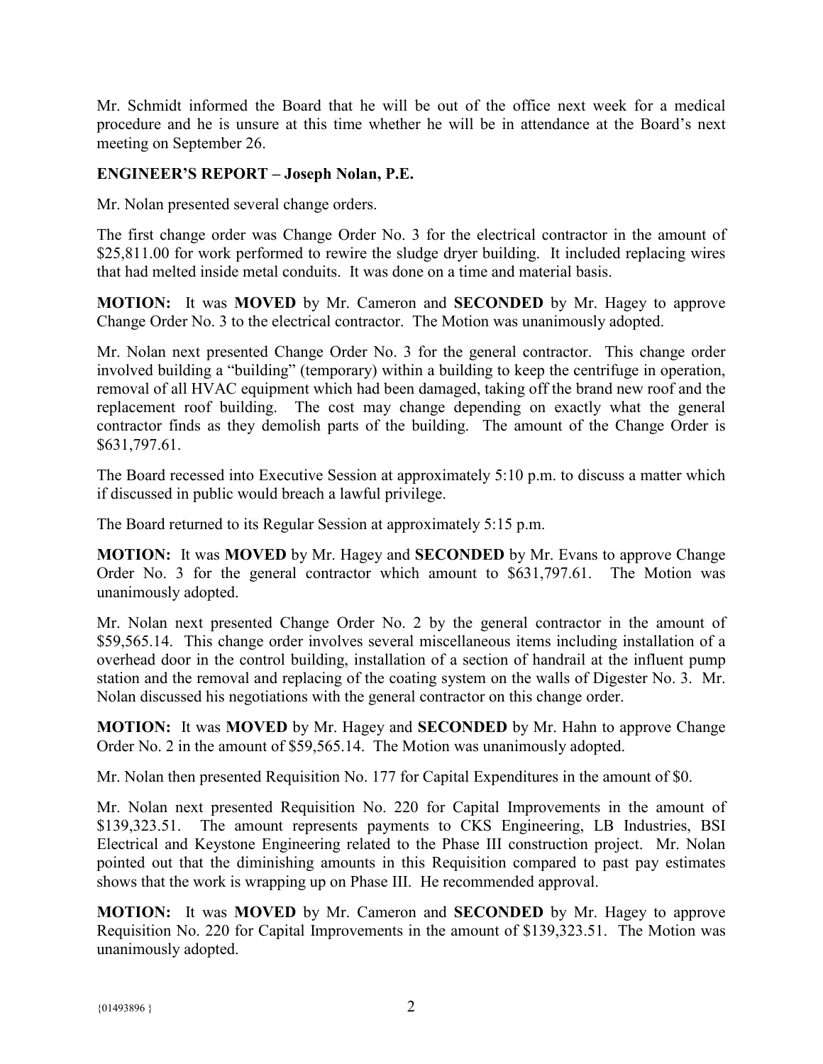Mr. Schmidt informed the Board that he will be out of the office next week for a medical procedure and he is unsure at this time whether he will be in attendance at the Board's next meeting on September 26.

**ENGINEER'S REPORT – Joseph Nolan, P.E.**

Mr. Nolan presented several change orders.

The first change order was Change Order No. 3 for the electrical contractor in the amount of $25,811.00 for work performed to rewire the sludge dryer building. It included replacing wires that had melted inside metal conduits. It was done on a time and material basis.

**MOTION:** It was **MOVED** by Mr. Cameron and **SECONDED** by Mr. Hagey to approve Change Order No. 3 to the electrical contractor. The Motion was unanimously adopted.

Mr. Nolan next presented Change Order No. 3 for the general contractor. This change order involved building a "building" (temporary) within a building to keep the centrifuge in operation, removal of all HVAC equipment which had been damaged, taking off the brand new roof and the replacement roof building. The cost may change depending on exactly what the general contractor finds as they demolish parts of the building. The amount of the Change Order is $631,797.61.

The Board recessed into Executive Session at approximately 5:10 p.m. to discuss a matter which if discussed in public would breach a lawful privilege.

The Board returned to its Regular Session at approximately 5:15 p.m.

**MOTION:** It was **MOVED** by Mr. Hagey and **SECONDED** by Mr. Evans to approve Change Order No. 3 for the general contractor which amount to $631,797.61. The Motion was unanimously adopted.

Mr. Nolan next presented Change Order No. 2 by the general contractor in the amount of $59,565.14. This change order involves several miscellaneous items including installation of a overhead door in the control building, installation of a section of handrail at the influent pump station and the removal and replacing of the coating system on the walls of Digester No. 3. Mr. Nolan discussed his negotiations with the general contractor on this change order.

**MOTION:** It was **MOVED** by Mr. Hagey and **SECONDED** by Mr. Hahn to approve Change Order No. 2 in the amount of $59,565.14. The Motion was unanimously adopted.

Mr. Nolan then presented Requisition No. 177 for Capital Expenditures in the amount of $0.

Mr. Nolan next presented Requisition No. 220 for Capital Improvements in the amount of $139,323.51. The amount represents payments to CKS Engineering, LB Industries, BSI Electrical and Keystone Engineering related to the Phase III construction project. Mr. Nolan pointed out that the diminishing amounts in this Requisition compared to past pay estimates shows that the work is wrapping up on Phase III. He recommended approval.

**MOTION:** It was **MOVED** by Mr. Cameron and **SECONDED** by Mr. Hagey to approve Requisition No. 220 for Capital Improvements in the amount of $139,323.51. The Motion was unanimously adopted.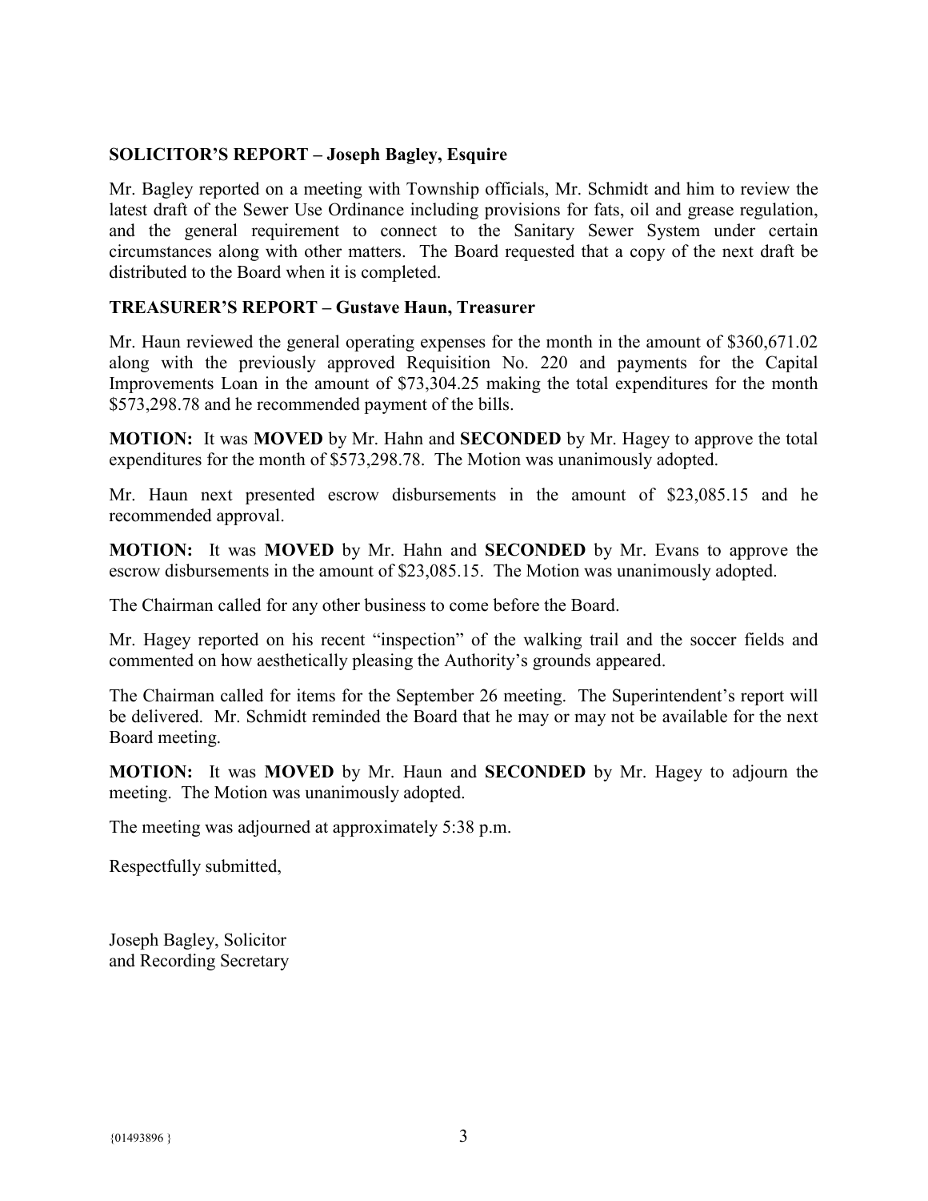**SOLICITOR'S REPORT – Joseph Bagley, Esquire**

Mr. Bagley reported on a meeting with Township officials, Mr. Schmidt and him to review the latest draft of the Sewer Use Ordinance including provisions for fats, oil and grease regulation, and the general requirement to connect to the Sanitary Sewer System under certain circumstances along with other matters. The Board requested that a copy of the next draft be distributed to the Board when it is completed.

**TREASURER'S REPORT – Gustave Haun, Treasurer**

Mr. Haun reviewed the general operating expenses for the month in the amount of $360,671.02 along with the previously approved Requisition No. 220 and payments for the Capital Improvements Loan in the amount of $73,304.25 making the total expenditures for the month $573,298.78 and he recommended payment of the bills.

**MOTION:** It was **MOVED** by Mr. Hahn and **SECONDED** by Mr. Hagey to approve the total expenditures for the month of $573,298.78. The Motion was unanimously adopted.

Mr. Haun next presented escrow disbursements in the amount of $23,085.15 and he recommended approval.

**MOTION:** It was **MOVED** by Mr. Hahn and **SECONDED** by Mr. Evans to approve the escrow disbursements in the amount of $23,085.15. The Motion was unanimously adopted.

The Chairman called for any other business to come before the Board.

Mr. Hagey reported on his recent "inspection" of the walking trail and the soccer fields and commented on how aesthetically pleasing the Authority's grounds appeared.

The Chairman called for items for the September 26 meeting. The Superintendent's report will be delivered. Mr. Schmidt reminded the Board that he may or may not be available for the next Board meeting.

**MOTION:** It was **MOVED** by Mr. Haun and **SECONDED** by Mr. Hagey to adjourn the meeting. The Motion was unanimously adopted.

The meeting was adjourned at approximately 5:38 p.m.

Respectfully submitted,

Joseph Bagley, Solicitor
and Recording Secretary

{01493896 }